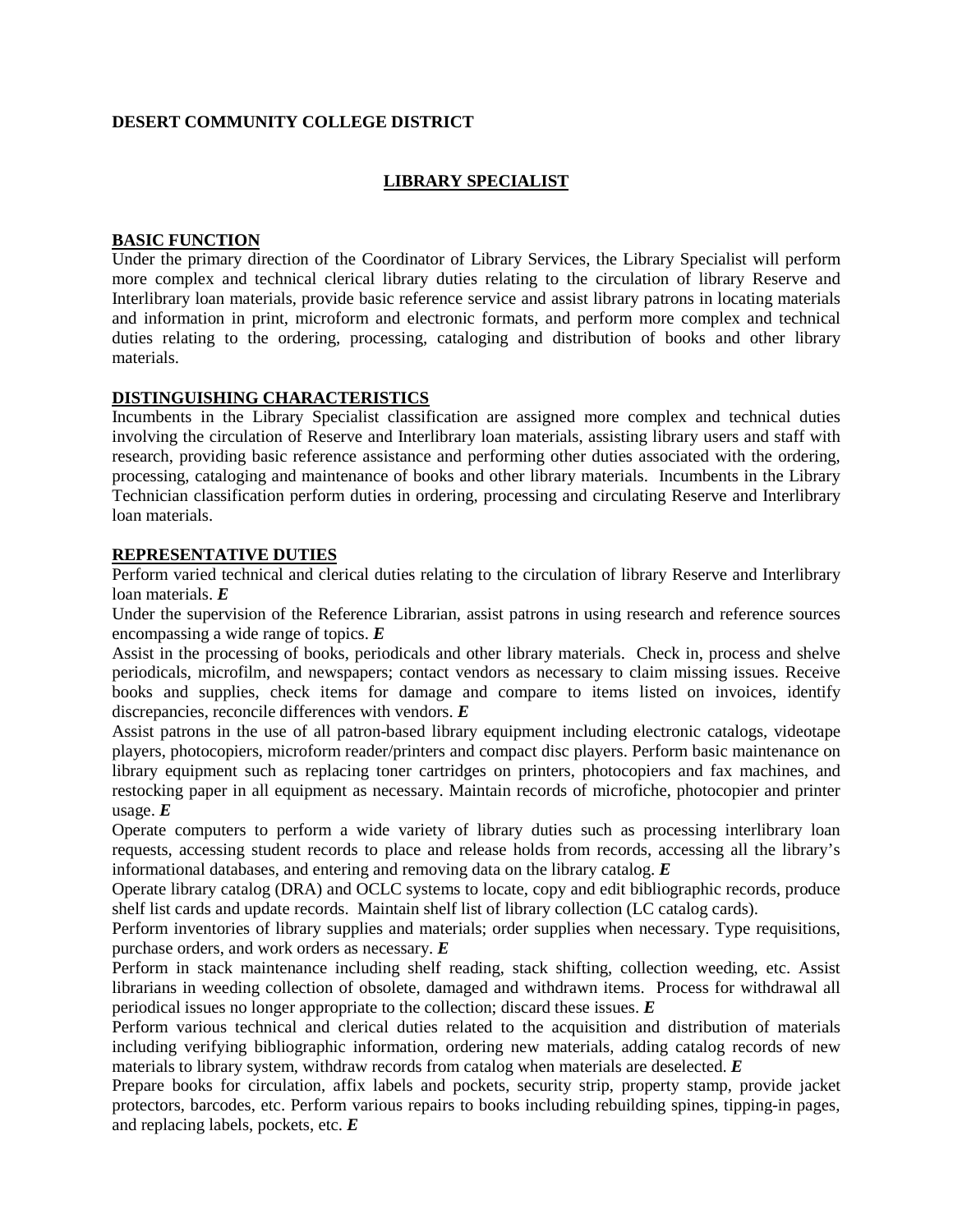**DESERT COMMUNITY COLLEGE DISTRICT**

# LIBRARY SPECIALIST

## BASIC FUNCTION

Under the primary direction of the Coordinator of Library Services, the Library Specialist will perform more complex and technical clerical library duties relating to the circulation of library Reserve and Interlibrary loan materials, provide basic reference service and assist library patrons in locating materials and information in print, microform and electronic formats, and perform more complex and technical duties relating to the ordering, processing, cataloging and distribution of books and other library materials.

## DISTINGUISHING CHARACTERISTICS

Incumbents in the Library Specialist classification are assigned more complex and technical duties involving the circulation of Reserve and Interlibrary loan materials, assisting library users and staff with research, providing basic reference assistance and performing other duties associated with the ordering, processing, cataloging and maintenance of books and other library materials. Incumbents in the Library Technician classification perform duties in ordering, processing and circulating Reserve and Interlibrary loan materials.

## REPRESENTATIVE DUTIES

Perform varied technical and clerical duties relating to the circulation of library Reserve and Interlibrary loan materials. ***E***

Under the supervision of the Reference Librarian, assist patrons in using research and reference sources encompassing a wide range of topics. ***E***

Assist in the processing of books, periodicals and other library materials. Check in, process and shelve periodicals, microfilm, and newspapers; contact vendors as necessary to claim missing issues. Receive books and supplies, check items for damage and compare to items listed on invoices, identify discrepancies, reconcile differences with vendors. ***E***

Assist patrons in the use of all patron-based library equipment including electronic catalogs, videotape players, photocopiers, microform reader/printers and compact disc players. Perform basic maintenance on library equipment such as replacing toner cartridges on printers, photocopiers and fax machines, and restocking paper in all equipment as necessary. Maintain records of microfiche, photocopier and printer usage. ***E***

Operate computers to perform a wide variety of library duties such as processing interlibrary loan requests, accessing student records to place and release holds from records, accessing all the library's informational databases, and entering and removing data on the library catalog. ***E***

Operate library catalog (DRA) and OCLC systems to locate, copy and edit bibliographic records, produce shelf list cards and update records. Maintain shelf list of library collection (LC catalog cards).

Perform inventories of library supplies and materials; order supplies when necessary. Type requisitions, purchase orders, and work orders as necessary. ***E***

Perform in stack maintenance including shelf reading, stack shifting, collection weeding, etc. Assist librarians in weeding collection of obsolete, damaged and withdrawn items. Process for withdrawal all periodical issues no longer appropriate to the collection; discard these issues. ***E***

Perform various technical and clerical duties related to the acquisition and distribution of materials including verifying bibliographic information, ordering new materials, adding catalog records of new materials to library system, withdraw records from catalog when materials are deselected. ***E***

Prepare books for circulation, affix labels and pockets, security strip, property stamp, provide jacket protectors, barcodes, etc. Perform various repairs to books including rebuilding spines, tipping-in pages, and replacing labels, pockets, etc. ***E***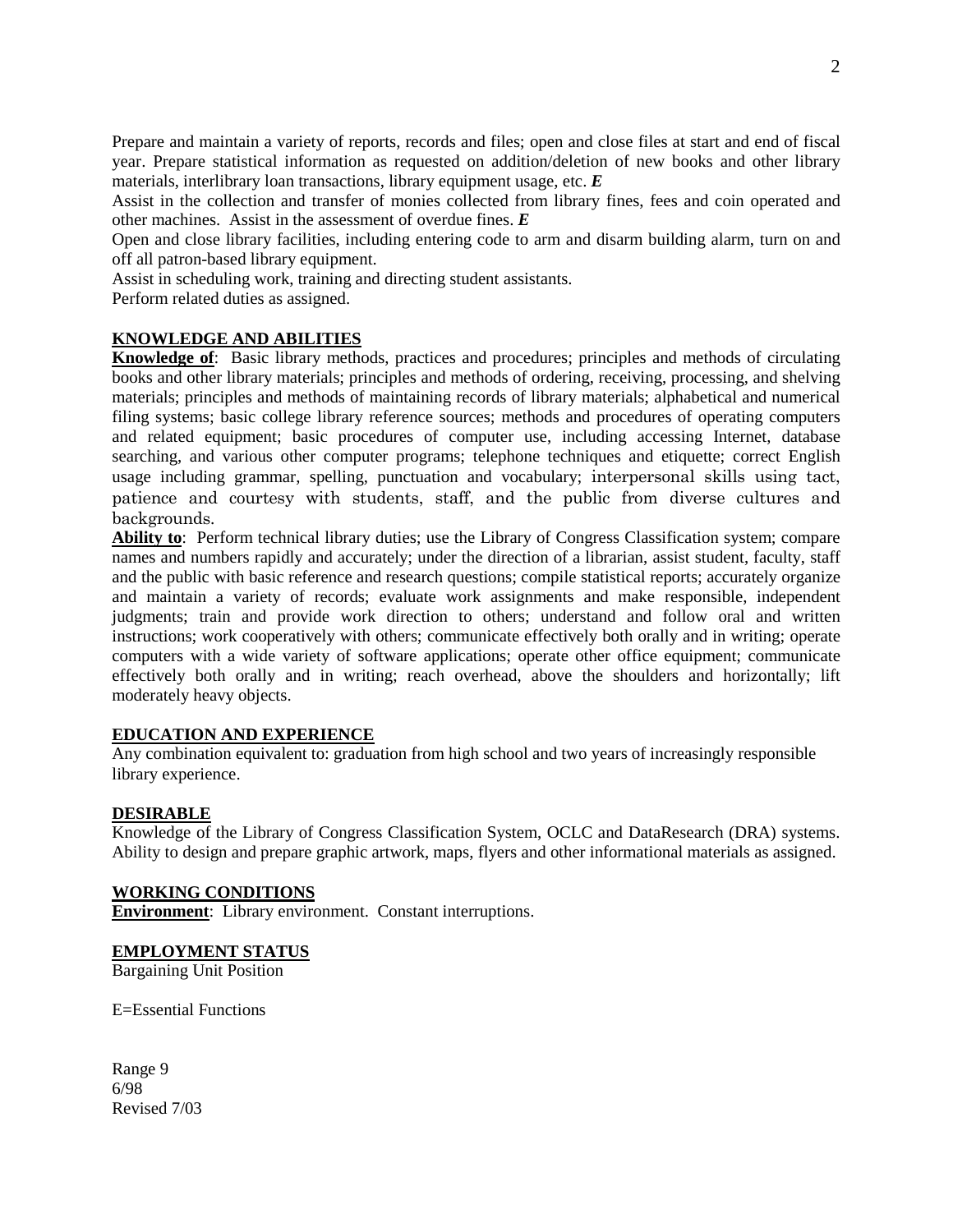Prepare and maintain a variety of reports, records and files; open and close files at start and end of fiscal year. Prepare statistical information as requested on addition/deletion of new books and other library materials, interlibrary loan transactions, library equipment usage, etc. ***E***

Assist in the collection and transfer of monies collected from library fines, fees and coin operated and other machines. Assist in the assessment of overdue fines. ***E***

Open and close library facilities, including entering code to arm and disarm building alarm, turn on and off all patron-based library equipment.

Assist in scheduling work, training and directing student assistants.

Perform related duties as assigned.

## KNOWLEDGE AND ABILITIES

**Knowledge of**: Basic library methods, practices and procedures; principles and methods of circulating books and other library materials; principles and methods of ordering, receiving, processing, and shelving materials; principles and methods of maintaining records of library materials; alphabetical and numerical filing systems; basic college library reference sources; methods and procedures of operating computers and related equipment; basic procedures of computer use, including accessing Internet, database searching, and various other computer programs; telephone techniques and etiquette; correct English usage including grammar, spelling, punctuation and vocabulary; interpersonal skills using tact, patience and courtesy with students, staff, and the public from diverse cultures and backgrounds.

**Ability to**: Perform technical library duties; use the Library of Congress Classification system; compare names and numbers rapidly and accurately; under the direction of a librarian, assist student, faculty, staff and the public with basic reference and research questions; compile statistical reports; accurately organize and maintain a variety of records; evaluate work assignments and make responsible, independent judgments; train and provide work direction to others; understand and follow oral and written instructions; work cooperatively with others; communicate effectively both orally and in writing; operate computers with a wide variety of software applications; operate other office equipment; communicate effectively both orally and in writing; reach overhead, above the shoulders and horizontally; lift moderately heavy objects.

## EDUCATION AND EXPERIENCE

Any combination equivalent to: graduation from high school and two years of increasingly responsible library experience.

## DESIRABLE

Knowledge of the Library of Congress Classification System, OCLC and DataResearch (DRA) systems. Ability to design and prepare graphic artwork, maps, flyers and other informational materials as assigned.

## WORKING CONDITIONS

**Environment**: Library environment. Constant interruptions.

## EMPLOYMENT STATUS

Bargaining Unit Position

E=Essential Functions

Range 9
6/98
Revised 7/03